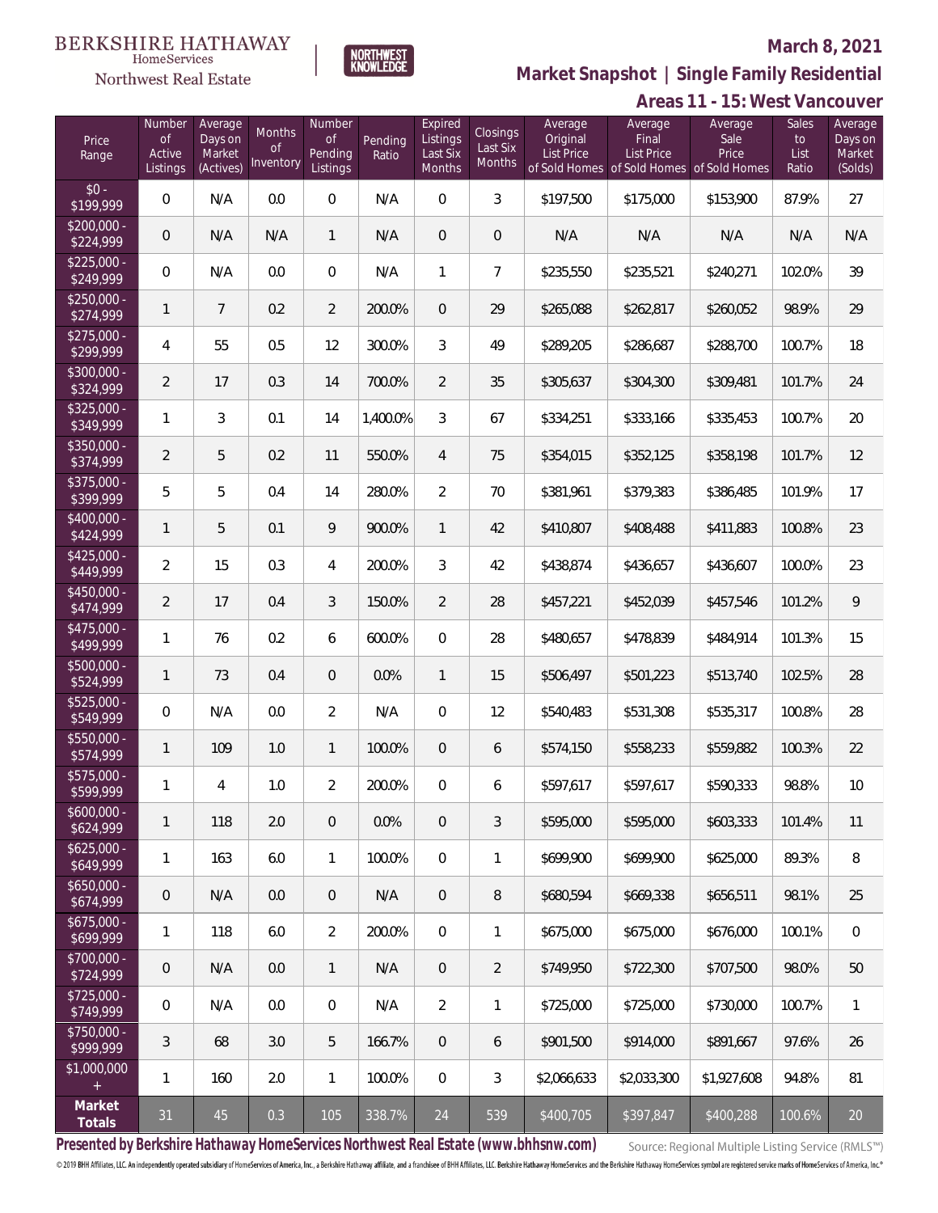BERKSHIRE HATHAWAY HomeServices Northwest Real Estate | NORTHWEST KNOWLEDGE

**March 8, 2021**

## Market Snapshot | Single Family Residential

### Areas 11 - 15: West Vancouver

| Price Range | Number of Active Listings | Average Days on Market (Actives) | Months of Inventory | Number of Pending Listings | Pending Ratio | Expired Listings Last Six Months | Closings Last Six Months | Average Original List Price of Sold Homes | Average Final List Price of Sold Homes | Average Sale Price of Sold Homes | Sales to List Ratio | Average Days on Market (Solds) |
|---|---|---|---|---|---|---|---|---|---|---|---|---|
| $0 - $199,999 | 0 | N/A | 0.0 | 0 | N/A | 0 | 3 | $197,500 | $175,000 | $153,900 | 87.9% | 27 |
| $200,000 - $224,999 | 0 | N/A | N/A | 1 | N/A | 0 | 0 | N/A | N/A | N/A | N/A | N/A |
| $225,000 - $249,999 | 0 | N/A | 0.0 | 0 | N/A | 1 | 7 | $235,550 | $235,521 | $240,271 | 102.0% | 39 |
| $250,000 - $274,999 | 1 | 7 | 0.2 | 2 | 200.0% | 0 | 29 | $265,088 | $262,817 | $260,052 | 98.9% | 29 |
| $275,000 - $299,999 | 4 | 55 | 0.5 | 12 | 300.0% | 3 | 49 | $289,205 | $286,687 | $288,700 | 100.7% | 18 |
| $300,000 - $324,999 | 2 | 17 | 0.3 | 14 | 700.0% | 2 | 35 | $305,637 | $304,300 | $309,481 | 101.7% | 24 |
| $325,000 - $349,999 | 1 | 3 | 0.1 | 14 | 1,400.0% | 3 | 67 | $334,251 | $333,166 | $335,453 | 100.7% | 20 |
| $350,000 - $374,999 | 2 | 5 | 0.2 | 11 | 550.0% | 4 | 75 | $354,015 | $352,125 | $358,198 | 101.7% | 12 |
| $375,000 - $399,999 | 5 | 5 | 0.4 | 14 | 280.0% | 2 | 70 | $381,961 | $379,383 | $386,485 | 101.9% | 17 |
| $400,000 - $424,999 | 1 | 5 | 0.1 | 9 | 900.0% | 1 | 42 | $410,807 | $408,488 | $411,883 | 100.8% | 23 |
| $425,000 - $449,999 | 2 | 15 | 0.3 | 4 | 200.0% | 3 | 42 | $438,874 | $436,657 | $436,607 | 100.0% | 23 |
| $450,000 - $474,999 | 2 | 17 | 0.4 | 3 | 150.0% | 2 | 28 | $457,221 | $452,039 | $457,546 | 101.2% | 9 |
| $475,000 - $499,999 | 1 | 76 | 0.2 | 6 | 600.0% | 0 | 28 | $480,657 | $478,839 | $484,914 | 101.3% | 15 |
| $500,000 - $524,999 | 1 | 73 | 0.4 | 0 | 0.0% | 1 | 15 | $506,497 | $501,223 | $513,740 | 102.5% | 28 |
| $525,000 - $549,999 | 0 | N/A | 0.0 | 2 | N/A | 0 | 12 | $540,483 | $531,308 | $535,317 | 100.8% | 28 |
| $550,000 - $574,999 | 1 | 109 | 1.0 | 1 | 100.0% | 0 | 6 | $574,150 | $558,233 | $559,882 | 100.3% | 22 |
| $575,000 - $599,999 | 1 | 4 | 1.0 | 2 | 200.0% | 0 | 6 | $597,617 | $597,617 | $590,333 | 98.8% | 10 |
| $600,000 - $624,999 | 1 | 118 | 2.0 | 0 | 0.0% | 0 | 3 | $595,000 | $595,000 | $603,333 | 101.4% | 11 |
| $625,000 - $649,999 | 1 | 163 | 6.0 | 1 | 100.0% | 0 | 1 | $699,900 | $699,900 | $625,000 | 89.3% | 8 |
| $650,000 - $674,999 | 0 | N/A | 0.0 | 0 | N/A | 0 | 8 | $680,594 | $669,338 | $656,511 | 98.1% | 25 |
| $675,000 - $699,999 | 1 | 118 | 6.0 | 2 | 200.0% | 0 | 1 | $675,000 | $675,000 | $676,000 | 100.1% | 0 |
| $700,000 - $724,999 | 0 | N/A | 0.0 | 1 | N/A | 0 | 2 | $749,950 | $722,300 | $707,500 | 98.0% | 50 |
| $725,000 - $749,999 | 0 | N/A | 0.0 | 0 | N/A | 2 | 1 | $725,000 | $725,000 | $730,000 | 100.7% | 1 |
| $750,000 - $999,999 | 3 | 68 | 3.0 | 5 | 166.7% | 0 | 6 | $901,500 | $914,000 | $891,667 | 97.6% | 26 |
| $1,000,000 + | 1 | 160 | 2.0 | 1 | 100.0% | 0 | 3 | $2,066,633 | $2,033,300 | $1,927,608 | 94.8% | 81 |
| **Market Totals** | 31 | 45 | 0.3 | 105 | 338.7% | 24 | 539 | $400,705 | $397,847 | $400,288 | 100.6% | 20 |

**Presented by Berkshire Hathaway HomeServices Northwest Real Estate (www.bhhsnw.com)**

Source: Regional Multiple Listing Service (RMLS™)

© 2019 BHH Affiliates, LLC. An independently operated subsidiary of HomeServices of America, Inc., a Berkshire Hathaway affiliate, and a franchisee of BHH Affiliates, LLC. Berkshire Hathaway HomeServices and the Berkshire Hathaway HomeServices symbol are registered service marks of HomeServices of America, Inc.®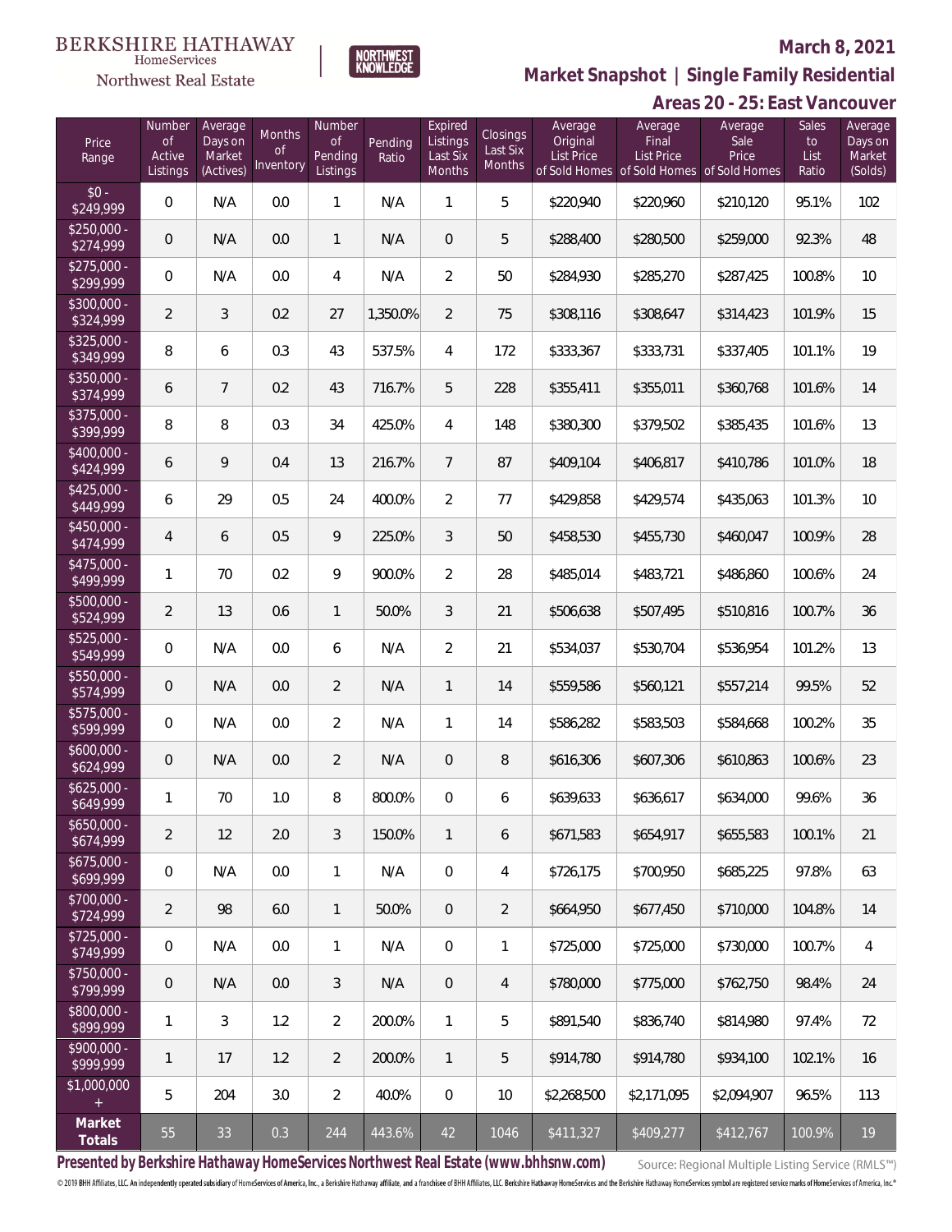BERKSHIRE HATHAWAY HomeServices Northwest Real Estate

NORTHWEST KNOWLEDGE

# March 8, 2021

## Market Snapshot | Single Family Residential

## Areas 20 - 25: East Vancouver

| Price Range | Number of Active Listings | Average Days on Market (Actives) | Months of Inventory | Number of Pending Listings | Pending Ratio | Expired Listings Last Six Months | Closings Last Six Months | Average Original List Price of Sold Homes | Average Final List Price of Sold Homes | Average Sale Price of Sold Homes | Sales to List Ratio | Average Days on Market (Solds) |
|---|---|---|---|---|---|---|---|---|---|---|---|---|
| $0 - $249,999 | 0 | N/A | 0.0 | 1 | N/A | 1 | 5 | $220,940 | $220,960 | $210,120 | 95.1% | 102 |
| $250,000 - $274,999 | 0 | N/A | 0.0 | 1 | N/A | 0 | 5 | $288,400 | $280,500 | $259,000 | 92.3% | 48 |
| $275,000 - $299,999 | 0 | N/A | 0.0 | 4 | N/A | 2 | 50 | $284,930 | $285,270 | $287,425 | 100.8% | 10 |
| $300,000 - $324,999 | 2 | 3 | 0.2 | 27 | 1,350.0% | 2 | 75 | $308,116 | $308,647 | $314,423 | 101.9% | 15 |
| $325,000 - $349,999 | 8 | 6 | 0.3 | 43 | 537.5% | 4 | 172 | $333,367 | $333,731 | $337,405 | 101.1% | 19 |
| $350,000 - $374,999 | 6 | 7 | 0.2 | 43 | 716.7% | 5 | 228 | $355,411 | $355,011 | $360,768 | 101.6% | 14 |
| $375,000 - $399,999 | 8 | 8 | 0.3 | 34 | 425.0% | 4 | 148 | $380,300 | $379,502 | $385,435 | 101.6% | 13 |
| $400,000 - $424,999 | 6 | 9 | 0.4 | 13 | 216.7% | 7 | 87 | $409,104 | $406,817 | $410,786 | 101.0% | 18 |
| $425,000 - $449,999 | 6 | 29 | 0.5 | 24 | 400.0% | 2 | 77 | $429,858 | $429,574 | $435,063 | 101.3% | 10 |
| $450,000 - $474,999 | 4 | 6 | 0.5 | 9 | 225.0% | 3 | 50 | $458,530 | $455,730 | $460,047 | 100.9% | 28 |
| $475,000 - $499,999 | 1 | 70 | 0.2 | 9 | 900.0% | 2 | 28 | $485,014 | $483,721 | $486,860 | 100.6% | 24 |
| $500,000 - $524,999 | 2 | 13 | 0.6 | 1 | 50.0% | 3 | 21 | $506,638 | $507,495 | $510,816 | 100.7% | 36 |
| $525,000 - $549,999 | 0 | N/A | 0.0 | 6 | N/A | 2 | 21 | $534,037 | $530,704 | $536,954 | 101.2% | 13 |
| $550,000 - $574,999 | 0 | N/A | 0.0 | 2 | N/A | 1 | 14 | $559,586 | $560,121 | $557,214 | 99.5% | 52 |
| $575,000 - $599,999 | 0 | N/A | 0.0 | 2 | N/A | 1 | 14 | $586,282 | $583,503 | $584,668 | 100.2% | 35 |
| $600,000 - $624,999 | 0 | N/A | 0.0 | 2 | N/A | 0 | 8 | $616,306 | $607,306 | $610,863 | 100.6% | 23 |
| $625,000 - $649,999 | 1 | 70 | 1.0 | 8 | 800.0% | 0 | 6 | $639,633 | $636,617 | $634,000 | 99.6% | 36 |
| $650,000 - $674,999 | 2 | 12 | 2.0 | 3 | 150.0% | 1 | 6 | $671,583 | $654,917 | $655,583 | 100.1% | 21 |
| $675,000 - $699,999 | 0 | N/A | 0.0 | 1 | N/A | 0 | 4 | $726,175 | $700,950 | $685,225 | 97.8% | 63 |
| $700,000 - $724,999 | 2 | 98 | 6.0 | 1 | 50.0% | 0 | 2 | $664,950 | $677,450 | $710,000 | 104.8% | 14 |
| $725,000 - $749,999 | 0 | N/A | 0.0 | 1 | N/A | 0 | 1 | $725,000 | $725,000 | $730,000 | 100.7% | 4 |
| $750,000 - $799,999 | 0 | N/A | 0.0 | 3 | N/A | 0 | 4 | $780,000 | $775,000 | $762,750 | 98.4% | 24 |
| $800,000 - $899,999 | 1 | 3 | 1.2 | 2 | 200.0% | 1 | 5 | $891,540 | $836,740 | $814,980 | 97.4% | 72 |
| $900,000 - $999,999 | 1 | 17 | 1.2 | 2 | 200.0% | 1 | 5 | $914,780 | $914,780 | $934,100 | 102.1% | 16 |
| $1,000,000 + | 5 | 204 | 3.0 | 2 | 40.0% | 0 | 10 | $2,268,500 | $2,171,095 | $2,094,907 | 96.5% | 113 |
| **Market Totals** | 55 | 33 | 0.3 | 244 | 443.6% | 42 | 1046 | $411,327 | $409,277 | $412,767 | 100.9% | 19 |

**Presented by Berkshire Hathaway HomeServices Northwest Real Estate (www.bhhsnw.com)**

Source: Regional Multiple Listing Service (RMLS™)

© 2019 BHH Affiliates, LLC. An independently operated subsidiary of HomeServices of America, Inc., a Berkshire Hathaway affiliate, and a franchisee of BHH Affiliates, LLC. Berkshire Hathaway HomeServices and the Berkshire Hathaway HomeServices symbol are registered service marks of HomeServices of America, Inc.®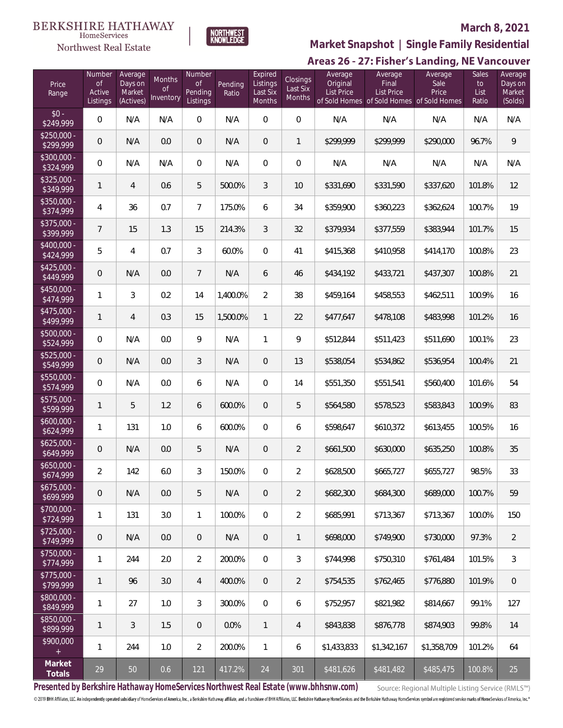BERKSHIRE HATHAWAY HomeServices Northwest Real Estate

NORTHWEST KNOWLEDGE

**March 8, 2021**

## Market Snapshot | Single Family Residential

### Areas 26 - 27: Fisher's Landing, NE Vancouver

| Price Range | Number of Active Listings | Average Days on Market (Actives) | Months of Inventory | Number of Pending Listings | Pending Ratio | Expired Listings Last Six Months | Closings Last Six Months | Average Original List Price of Sold Homes | Average Final List Price of Sold Homes | Average Sale Price of Sold Homes | Sales to List Ratio | Average Days on Market (Solds) |
|---|---|---|---|---|---|---|---|---|---|---|---|---|
| $0 - $249,999 | 0 | N/A | N/A | 0 | N/A | 0 | 0 | N/A | N/A | N/A | N/A | N/A |
| $250,000 - $299,999 | 0 | N/A | 0.0 | 0 | N/A | 0 | 1 | $299,999 | $299,999 | $290,000 | 96.7% | 9 |
| $300,000 - $324,999 | 0 | N/A | N/A | 0 | N/A | 0 | 0 | N/A | N/A | N/A | N/A | N/A |
| $325,000 - $349,999 | 1 | 4 | 0.6 | 5 | 500.0% | 3 | 10 | $331,690 | $331,590 | $337,620 | 101.8% | 12 |
| $350,000 - $374,999 | 4 | 36 | 0.7 | 7 | 175.0% | 6 | 34 | $359,900 | $360,223 | $362,624 | 100.7% | 19 |
| $375,000 - $399,999 | 7 | 15 | 1.3 | 15 | 214.3% | 3 | 32 | $379,934 | $377,559 | $383,944 | 101.7% | 15 |
| $400,000 - $424,999 | 5 | 4 | 0.7 | 3 | 60.0% | 0 | 41 | $415,368 | $410,958 | $414,170 | 100.8% | 23 |
| $425,000 - $449,999 | 0 | N/A | 0.0 | 7 | N/A | 6 | 46 | $434,192 | $433,721 | $437,307 | 100.8% | 21 |
| $450,000 - $474,999 | 1 | 3 | 0.2 | 14 | 1,400.0% | 2 | 38 | $459,164 | $458,553 | $462,511 | 100.9% | 16 |
| $475,000 - $499,999 | 1 | 4 | 0.3 | 15 | 1,500.0% | 1 | 22 | $477,647 | $478,108 | $483,998 | 101.2% | 16 |
| $500,000 - $524,999 | 0 | N/A | 0.0 | 9 | N/A | 1 | 9 | $512,844 | $511,423 | $511,690 | 100.1% | 23 |
| $525,000 - $549,999 | 0 | N/A | 0.0 | 3 | N/A | 0 | 13 | $538,054 | $534,862 | $536,954 | 100.4% | 21 |
| $550,000 - $574,999 | 0 | N/A | 0.0 | 6 | N/A | 0 | 14 | $551,350 | $551,541 | $560,400 | 101.6% | 54 |
| $575,000 - $599,999 | 1 | 5 | 1.2 | 6 | 600.0% | 0 | 5 | $564,580 | $578,523 | $583,843 | 100.9% | 83 |
| $600,000 - $624,999 | 1 | 131 | 1.0 | 6 | 600.0% | 0 | 6 | $598,647 | $610,372 | $613,455 | 100.5% | 16 |
| $625,000 - $649,999 | 0 | N/A | 0.0 | 5 | N/A | 0 | 2 | $661,500 | $630,000 | $635,250 | 100.8% | 35 |
| $650,000 - $674,999 | 2 | 142 | 6.0 | 3 | 150.0% | 0 | 2 | $628,500 | $665,727 | $655,727 | 98.5% | 33 |
| $675,000 - $699,999 | 0 | N/A | 0.0 | 5 | N/A | 0 | 2 | $682,300 | $684,300 | $689,000 | 100.7% | 59 |
| $700,000 - $724,999 | 1 | 131 | 3.0 | 1 | 100.0% | 0 | 2 | $685,991 | $713,367 | $713,367 | 100.0% | 150 |
| $725,000 - $749,999 | 0 | N/A | 0.0 | 0 | N/A | 0 | 1 | $698,000 | $749,900 | $730,000 | 97.3% | 2 |
| $750,000 - $774,999 | 1 | 244 | 2.0 | 2 | 200.0% | 0 | 3 | $744,998 | $750,310 | $761,484 | 101.5% | 3 |
| $775,000 - $799,999 | 1 | 96 | 3.0 | 4 | 400.0% | 0 | 2 | $754,535 | $762,465 | $776,880 | 101.9% | 0 |
| $800,000 - $849,999 | 1 | 27 | 1.0 | 3 | 300.0% | 0 | 6 | $752,957 | $821,982 | $814,667 | 99.1% | 127 |
| $850,000 - $899,999 | 1 | 3 | 1.5 | 0 | 0.0% | 1 | 4 | $843,838 | $876,778 | $874,903 | 99.8% | 14 |
| $900,000 + | 1 | 244 | 1.0 | 2 | 200.0% | 1 | 6 | $1,433,833 | $1,342,167 | $1,358,709 | 101.2% | 64 |
| **Market Totals** | 29 | 50 | 0.6 | 121 | 417.2% | 24 | 301 | $481,626 | $481,482 | $485,475 | 100.8% | 25 |

**Presented by Berkshire Hathaway HomeServices Northwest Real Estate (www.bhhsnw.com)**

Source: Regional Multiple Listing Service (RMLS™)

© 2019 BHH Affiliates, LLC. An independently operated subsidiary of HomeServices of America, Inc., a Berkshire Hathaway affiliate, and a franchisee of BHH Affiliates, LLC. Berkshire Hathaway HomeServices and the Berkshire Hathaway HomeServices symbol are registered service marks of HomeServices of America, Inc.®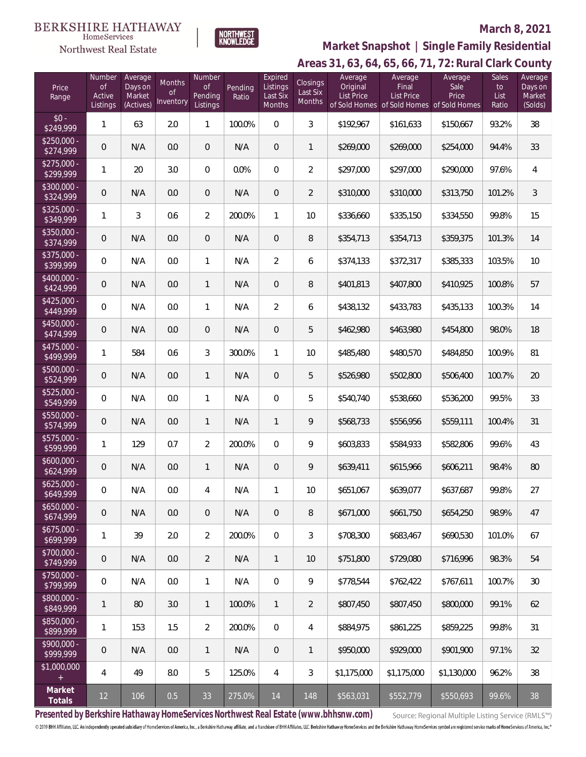BERKSHIRE HATHAWAY HomeServices Northwest Real Estate

NORTHWEST KNOWLEDGE

**March 8, 2021**

## Market Snapshot | Single Family Residential

## Areas 31, 63, 64, 65, 66, 71, 72: Rural Clark County

| Price Range | Number of Active Listings | Average Days on Market (Actives) | Months of Inventory | Number of Pending Listings | Pending Ratio | Expired Listings Last Six Months | Closings Last Six Months | Average Original List Price of Sold Homes | Average Final List Price of Sold Homes | Average Sale Price of Sold Homes | Sales to List Ratio | Average Days on Market (Solds) |
|---|---|---|---|---|---|---|---|---|---|---|---|---|
| $0 - $249,999 | 1 | 63 | 2.0 | 1 | 100.0% | 0 | 3 | $192,967 | $161,633 | $150,667 | 93.2% | 38 |
| $250,000 - $274,999 | 0 | N/A | 0.0 | 0 | N/A | 0 | 1 | $269,000 | $269,000 | $254,000 | 94.4% | 33 |
| $275,000 - $299,999 | 1 | 20 | 3.0 | 0 | 0.0% | 0 | 2 | $297,000 | $297,000 | $290,000 | 97.6% | 4 |
| $300,000 - $324,999 | 0 | N/A | 0.0 | 0 | N/A | 0 | 2 | $310,000 | $310,000 | $313,750 | 101.2% | 3 |
| $325,000 - $349,999 | 1 | 3 | 0.6 | 2 | 200.0% | 1 | 10 | $336,660 | $335,150 | $334,550 | 99.8% | 15 |
| $350,000 - $374,999 | 0 | N/A | 0.0 | 0 | N/A | 0 | 8 | $354,713 | $354,713 | $359,375 | 101.3% | 14 |
| $375,000 - $399,999 | 0 | N/A | 0.0 | 1 | N/A | 2 | 6 | $374,133 | $372,317 | $385,333 | 103.5% | 10 |
| $400,000 - $424,999 | 0 | N/A | 0.0 | 1 | N/A | 0 | 8 | $401,813 | $407,800 | $410,925 | 100.8% | 57 |
| $425,000 - $449,999 | 0 | N/A | 0.0 | 1 | N/A | 2 | 6 | $438,132 | $433,783 | $435,133 | 100.3% | 14 |
| $450,000 - $474,999 | 0 | N/A | 0.0 | 0 | N/A | 0 | 5 | $462,980 | $463,980 | $454,800 | 98.0% | 18 |
| $475,000 - $499,999 | 1 | 584 | 0.6 | 3 | 300.0% | 1 | 10 | $485,480 | $480,570 | $484,850 | 100.9% | 81 |
| $500,000 - $524,999 | 0 | N/A | 0.0 | 1 | N/A | 0 | 5 | $526,980 | $502,800 | $506,400 | 100.7% | 20 |
| $525,000 - $549,999 | 0 | N/A | 0.0 | 1 | N/A | 0 | 5 | $540,740 | $538,660 | $536,200 | 99.5% | 33 |
| $550,000 - $574,999 | 0 | N/A | 0.0 | 1 | N/A | 1 | 9 | $568,733 | $556,956 | $559,111 | 100.4% | 31 |
| $575,000 - $599,999 | 1 | 129 | 0.7 | 2 | 200.0% | 0 | 9 | $603,833 | $584,933 | $582,806 | 99.6% | 43 |
| $600,000 - $624,999 | 0 | N/A | 0.0 | 1 | N/A | 0 | 9 | $639,411 | $615,966 | $606,211 | 98.4% | 80 |
| $625,000 - $649,999 | 0 | N/A | 0.0 | 4 | N/A | 1 | 10 | $651,067 | $639,077 | $637,687 | 99.8% | 27 |
| $650,000 - $674,999 | 0 | N/A | 0.0 | 0 | N/A | 0 | 8 | $671,000 | $661,750 | $654,250 | 98.9% | 47 |
| $675,000 - $699,999 | 1 | 39 | 2.0 | 2 | 200.0% | 0 | 3 | $708,300 | $683,467 | $690,530 | 101.0% | 67 |
| $700,000 - $749,999 | 0 | N/A | 0.0 | 2 | N/A | 1 | 10 | $751,800 | $729,080 | $716,996 | 98.3% | 54 |
| $750,000 - $799,999 | 0 | N/A | 0.0 | 1 | N/A | 0 | 9 | $778,544 | $762,422 | $767,611 | 100.7% | 30 |
| $800,000 - $849,999 | 1 | 80 | 3.0 | 1 | 100.0% | 1 | 2 | $807,450 | $807,450 | $800,000 | 99.1% | 62 |
| $850,000 - $899,999 | 1 | 153 | 1.5 | 2 | 200.0% | 0 | 4 | $884,975 | $861,225 | $859,225 | 99.8% | 31 |
| $900,000 - $999,999 | 0 | N/A | 0.0 | 1 | N/A | 0 | 1 | $950,000 | $929,000 | $901,900 | 97.1% | 32 |
| $1,000,000 + | 4 | 49 | 8.0 | 5 | 125.0% | 4 | 3 | $1,175,000 | $1,175,000 | $1,130,000 | 96.2% | 38 |
| **Market Totals** | 12 | 106 | 0.5 | 33 | 275.0% | 14 | 148 | $563,031 | $552,779 | $550,693 | 99.6% | 38 |

**Presented by Berkshire Hathaway HomeServices Northwest Real Estate (www.bhhsnw.com)**

Source: Regional Multiple Listing Service (RMLS™)

© 2019 BHH Affiliates, LLC. An independently operated subsidiary of HomeServices of America, Inc., a Berkshire Hathaway affiliate, and a franchisee of BHH Affiliates, LLC. Berkshire Hathaway HomeServices and the Berkshire Hathaway HomeServices symbol are registered service marks of HomeServices of America, Inc.®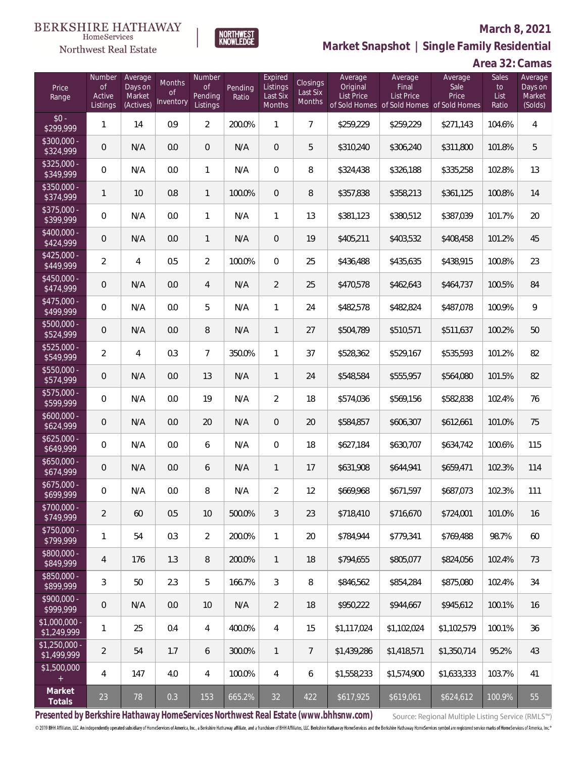BERKSHIRE HATHAWAY HomeServices Northwest Real Estate

NORTHWEST KNOWLEDGE

**March 8, 2021**

## Market Snapshot | Single Family Residential

### Area 32: Camas

| Price Range | Number of Active Listings | Average Days on Market (Actives) | Months of Inventory | Number of Pending Listings | Pending Ratio | Expired Listings Last Six Months | Closings Last Six Months | Average Original List Price of Sold Homes | Average Final List Price of Sold Homes | Average Sale Price of Sold Homes | Sales to List Ratio | Average Days on Market (Solds) |
|---|---|---|---|---|---|---|---|---|---|---|---|---|
| $0 - $299,999 | 1 | 14 | 0.9 | 2 | 200.0% | 1 | 7 | $259,229 | $259,229 | $271,143 | 104.6% | 4 |
| $300,000 - $324,999 | 0 | N/A | 0.0 | 0 | N/A | 0 | 5 | $310,240 | $306,240 | $311,800 | 101.8% | 5 |
| $325,000 - $349,999 | 0 | N/A | 0.0 | 1 | N/A | 0 | 8 | $324,438 | $326,188 | $335,258 | 102.8% | 13 |
| $350,000 - $374,999 | 1 | 10 | 0.8 | 1 | 100.0% | 0 | 8 | $357,838 | $358,213 | $361,125 | 100.8% | 14 |
| $375,000 - $399,999 | 0 | N/A | 0.0 | 1 | N/A | 1 | 13 | $381,123 | $380,512 | $387,039 | 101.7% | 20 |
| $400,000 - $424,999 | 0 | N/A | 0.0 | 1 | N/A | 0 | 19 | $405,211 | $403,532 | $408,458 | 101.2% | 45 |
| $425,000 - $449,999 | 2 | 4 | 0.5 | 2 | 100.0% | 0 | 25 | $436,488 | $435,635 | $438,915 | 100.8% | 23 |
| $450,000 - $474,999 | 0 | N/A | 0.0 | 4 | N/A | 2 | 25 | $470,578 | $462,643 | $464,737 | 100.5% | 84 |
| $475,000 - $499,999 | 0 | N/A | 0.0 | 5 | N/A | 1 | 24 | $482,578 | $482,824 | $487,078 | 100.9% | 9 |
| $500,000 - $524,999 | 0 | N/A | 0.0 | 8 | N/A | 1 | 27 | $504,789 | $510,571 | $511,637 | 100.2% | 50 |
| $525,000 - $549,999 | 2 | 4 | 0.3 | 7 | 350.0% | 1 | 37 | $528,362 | $529,167 | $535,593 | 101.2% | 82 |
| $550,000 - $574,999 | 0 | N/A | 0.0 | 13 | N/A | 1 | 24 | $548,584 | $555,957 | $564,080 | 101.5% | 82 |
| $575,000 - $599,999 | 0 | N/A | 0.0 | 19 | N/A | 2 | 18 | $574,036 | $569,156 | $582,838 | 102.4% | 76 |
| $600,000 - $624,999 | 0 | N/A | 0.0 | 20 | N/A | 0 | 20 | $584,857 | $606,307 | $612,661 | 101.0% | 75 |
| $625,000 - $649,999 | 0 | N/A | 0.0 | 6 | N/A | 0 | 18 | $627,184 | $630,707 | $634,742 | 100.6% | 115 |
| $650,000 - $674,999 | 0 | N/A | 0.0 | 6 | N/A | 1 | 17 | $631,908 | $644,941 | $659,471 | 102.3% | 114 |
| $675,000 - $699,999 | 0 | N/A | 0.0 | 8 | N/A | 2 | 12 | $669,968 | $671,597 | $687,073 | 102.3% | 111 |
| $700,000 - $749,999 | 2 | 60 | 0.5 | 10 | 500.0% | 3 | 23 | $718,410 | $716,670 | $724,001 | 101.0% | 16 |
| $750,000 - $799,999 | 1 | 54 | 0.3 | 2 | 200.0% | 1 | 20 | $784,944 | $779,341 | $769,488 | 98.7% | 60 |
| $800,000 - $849,999 | 4 | 176 | 1.3 | 8 | 200.0% | 1 | 18 | $794,655 | $805,077 | $824,056 | 102.4% | 73 |
| $850,000 - $899,999 | 3 | 50 | 2.3 | 5 | 166.7% | 3 | 8 | $846,562 | $854,284 | $875,080 | 102.4% | 34 |
| $900,000 - $999,999 | 0 | N/A | 0.0 | 10 | N/A | 2 | 18 | $950,222 | $944,667 | $945,612 | 100.1% | 16 |
| $1,000,000 - $1,249,999 | 1 | 25 | 0.4 | 4 | 400.0% | 4 | 15 | $1,117,024 | $1,102,024 | $1,102,579 | 100.1% | 36 |
| $1,250,000 - $1,499,999 | 2 | 54 | 1.7 | 6 | 300.0% | 1 | 7 | $1,439,286 | $1,418,571 | $1,350,714 | 95.2% | 43 |
| $1,500,000 + | 4 | 147 | 4.0 | 4 | 100.0% | 4 | 6 | $1,558,233 | $1,574,900 | $1,633,333 | 103.7% | 41 |
| **Market Totals** | 23 | 78 | 0.3 | 153 | 665.2% | 32 | 422 | $617,925 | $619,061 | $624,612 | 100.9% | 55 |

**Presented by Berkshire Hathaway HomeServices Northwest Real Estate (www.bhhsnw.com)** Source: Regional Multiple Listing Service (RMLS™)

© 2019 BHH Affiliates, LLC. An independently operated subsidiary of HomeServices of America, Inc., a Berkshire Hathaway affiliate, and a franchisee of BHH Affiliates, LLC. Berkshire Hathaway HomeServices and the Berkshire Hathaway HomeServices symbol are registered service marks of HomeServices of America, Inc.®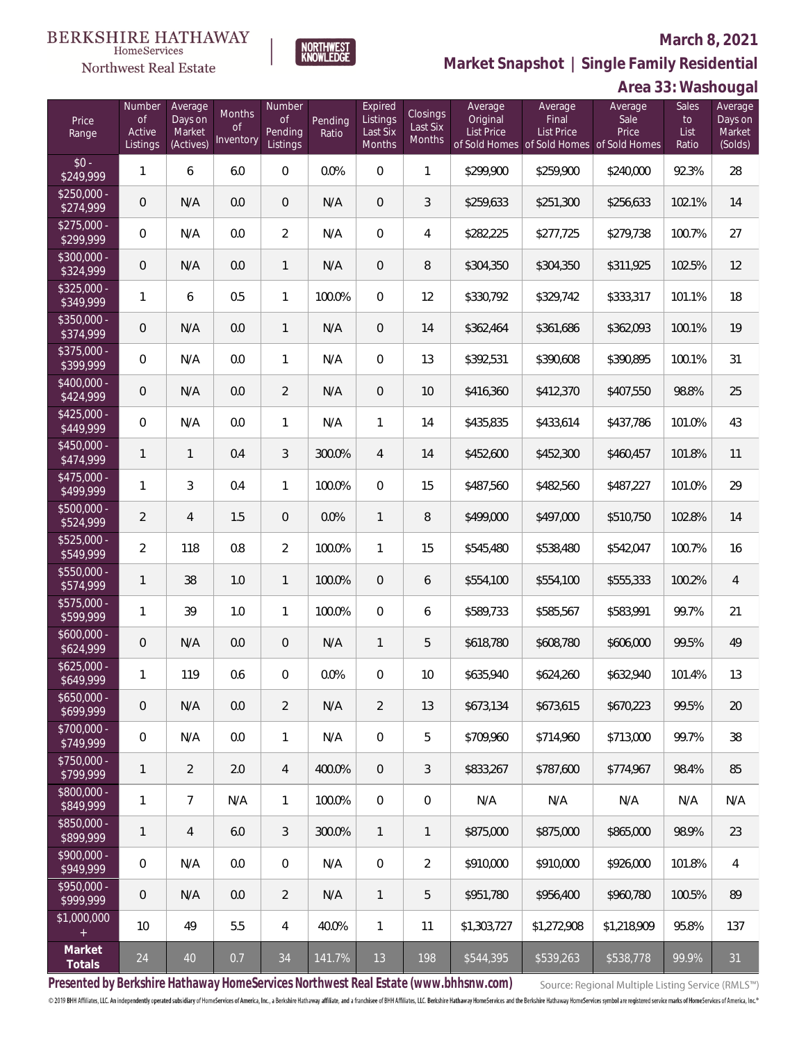BERKSHIRE HATHAWAY HomeServices Northwest Real Estate

NORTHWEST KNOWLEDGE

**March 8, 2021**

## Market Snapshot | Single Family Residential

## Area 33: Washougal

| Price Range | Number of Active Listings | Average Days on Market (Actives) | Months of Inventory | Number of Pending Listings | Pending Ratio | Expired Listings Last Six Months | Closings Last Six Months | Average Original List Price of Sold Homes | Average Final List Price of Sold Homes | Average Sale Price of Sold Homes | Sales to List Ratio | Average Days on Market (Solds) |
|---|---|---|---|---|---|---|---|---|---|---|---|---|
| $0 - $249,999 | 1 | 6 | 6.0 | 0 | 0.0% | 0 | 1 | $299,900 | $259,900 | $240,000 | 92.3% | 28 |
| $250,000 - $274,999 | 0 | N/A | 0.0 | 0 | N/A | 0 | 3 | $259,633 | $251,300 | $256,633 | 102.1% | 14 |
| $275,000 - $299,999 | 0 | N/A | 0.0 | 2 | N/A | 0 | 4 | $282,225 | $277,725 | $279,738 | 100.7% | 27 |
| $300,000 - $324,999 | 0 | N/A | 0.0 | 1 | N/A | 0 | 8 | $304,350 | $304,350 | $311,925 | 102.5% | 12 |
| $325,000 - $349,999 | 1 | 6 | 0.5 | 1 | 100.0% | 0 | 12 | $330,792 | $329,742 | $333,317 | 101.1% | 18 |
| $350,000 - $374,999 | 0 | N/A | 0.0 | 1 | N/A | 0 | 14 | $362,464 | $361,686 | $362,093 | 100.1% | 19 |
| $375,000 - $399,999 | 0 | N/A | 0.0 | 1 | N/A | 0 | 13 | $392,531 | $390,608 | $390,895 | 100.1% | 31 |
| $400,000 - $424,999 | 0 | N/A | 0.0 | 2 | N/A | 0 | 10 | $416,360 | $412,370 | $407,550 | 98.8% | 25 |
| $425,000 - $449,999 | 0 | N/A | 0.0 | 1 | N/A | 1 | 14 | $435,835 | $433,614 | $437,786 | 101.0% | 43 |
| $450,000 - $474,999 | 1 | 1 | 0.4 | 3 | 300.0% | 4 | 14 | $452,600 | $452,300 | $460,457 | 101.8% | 11 |
| $475,000 - $499,999 | 1 | 3 | 0.4 | 1 | 100.0% | 0 | 15 | $487,560 | $482,560 | $487,227 | 101.0% | 29 |
| $500,000 - $524,999 | 2 | 4 | 1.5 | 0 | 0.0% | 1 | 8 | $499,000 | $497,000 | $510,750 | 102.8% | 14 |
| $525,000 - $549,999 | 2 | 118 | 0.8 | 2 | 100.0% | 1 | 15 | $545,480 | $538,480 | $542,047 | 100.7% | 16 |
| $550,000 - $574,999 | 1 | 38 | 1.0 | 1 | 100.0% | 0 | 6 | $554,100 | $554,100 | $555,333 | 100.2% | 4 |
| $575,000 - $599,999 | 1 | 39 | 1.0 | 1 | 100.0% | 0 | 6 | $589,733 | $585,567 | $583,991 | 99.7% | 21 |
| $600,000 - $624,999 | 0 | N/A | 0.0 | 0 | N/A | 1 | 5 | $618,780 | $608,780 | $606,000 | 99.5% | 49 |
| $625,000 - $649,999 | 1 | 119 | 0.6 | 0 | 0.0% | 0 | 10 | $635,940 | $624,260 | $632,940 | 101.4% | 13 |
| $650,000 - $699,999 | 0 | N/A | 0.0 | 2 | N/A | 2 | 13 | $673,134 | $673,615 | $670,223 | 99.5% | 20 |
| $700,000 - $749,999 | 0 | N/A | 0.0 | 1 | N/A | 0 | 5 | $709,960 | $714,960 | $713,000 | 99.7% | 38 |
| $750,000 - $799,999 | 1 | 2 | 2.0 | 4 | 400.0% | 0 | 3 | $833,267 | $787,600 | $774,967 | 98.4% | 85 |
| $800,000 - $849,999 | 1 | 7 | N/A | 1 | 100.0% | 0 | 0 | N/A | N/A | N/A | N/A | N/A |
| $850,000 - $899,999 | 1 | 4 | 6.0 | 3 | 300.0% | 1 | 1 | $875,000 | $875,000 | $865,000 | 98.9% | 23 |
| $900,000 - $949,999 | 0 | N/A | 0.0 | 0 | N/A | 0 | 2 | $910,000 | $910,000 | $926,000 | 101.8% | 4 |
| $950,000 - $999,999 | 0 | N/A | 0.0 | 2 | N/A | 1 | 5 | $951,780 | $956,400 | $960,780 | 100.5% | 89 |
| $1,000,000 + | 10 | 49 | 5.5 | 4 | 40.0% | 1 | 11 | $1,303,727 | $1,272,908 | $1,218,909 | 95.8% | 137 |
| **Market Totals** | 24 | 40 | 0.7 | 34 | 141.7% | 13 | 198 | $544,395 | $539,263 | $538,778 | 99.9% | 31 |

**Presented by Berkshire Hathaway HomeServices Northwest Real Estate (www.bhhsnw.com)**

Source: Regional Multiple Listing Service (RMLS™)

© 2019 BHH Affiliates, LLC. An independently operated subsidiary of HomeServices of America, Inc., a Berkshire Hathaway affiliate, and a franchisee of BHH Affiliates, LLC. Berkshire Hathaway HomeServices and the Berkshire Hathaway HomeServices symbol are registered service marks of HomeServices of America, Inc.®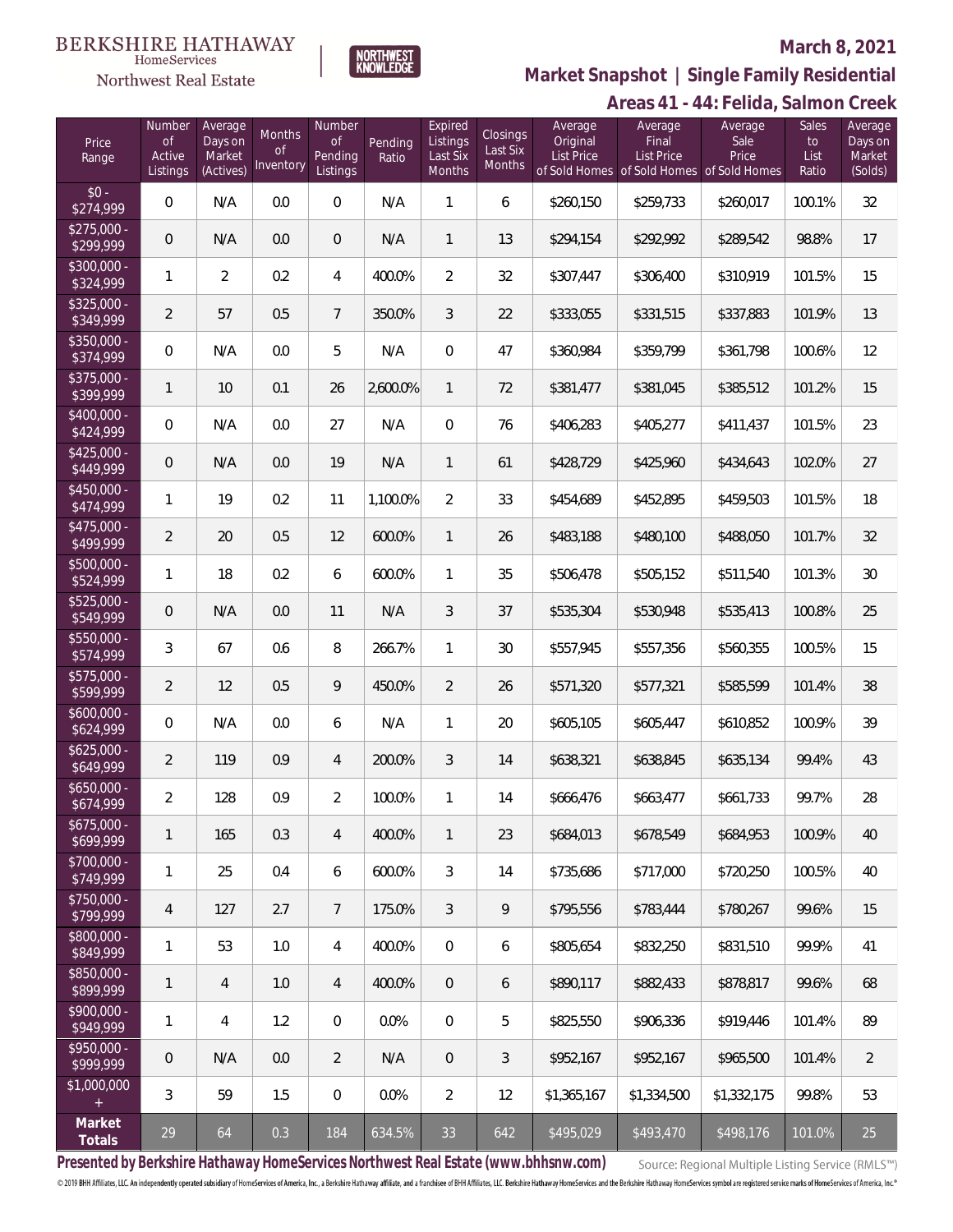BERKSHIRE HATHAWAY HomeServices Northwest Real Estate

NORTHWEST KNOWLEDGE

**March 8, 2021**

**Market Snapshot | Single Family Residential**

**Areas 41 - 44: Felida, Salmon Creek**

| Price Range | Number of Active Listings | Average Days on Market (Actives) | Months of Inventory | Number of Pending Listings | Pending Ratio | Expired Listings Last Six Months | Closings Last Six Months | Average Original List Price of Sold Homes | Average Final List Price of Sold Homes | Average Sale Price of Sold Homes | Sales to List Ratio | Average Days on Market (Solds) |
|---|---|---|---|---|---|---|---|---|---|---|---|---|
| $0 - $274,999 | 0 | N/A | 0.0 | 0 | N/A | 1 | 6 | $260,150 | $259,733 | $260,017 | 100.1% | 32 |
| $275,000 - $299,999 | 0 | N/A | 0.0 | 0 | N/A | 1 | 13 | $294,154 | $292,992 | $289,542 | 98.8% | 17 |
| $300,000 - $324,999 | 1 | 2 | 0.2 | 4 | 400.0% | 2 | 32 | $307,447 | $306,400 | $310,919 | 101.5% | 15 |
| $325,000 - $349,999 | 2 | 57 | 0.5 | 7 | 350.0% | 3 | 22 | $333,055 | $331,515 | $337,883 | 101.9% | 13 |
| $350,000 - $374,999 | 0 | N/A | 0.0 | 5 | N/A | 0 | 47 | $360,984 | $359,799 | $361,798 | 100.6% | 12 |
| $375,000 - $399,999 | 1 | 10 | 0.1 | 26 | 2,600.0% | 1 | 72 | $381,477 | $381,045 | $385,512 | 101.2% | 15 |
| $400,000 - $424,999 | 0 | N/A | 0.0 | 27 | N/A | 0 | 76 | $406,283 | $405,277 | $411,437 | 101.5% | 23 |
| $425,000 - $449,999 | 0 | N/A | 0.0 | 19 | N/A | 1 | 61 | $428,729 | $425,960 | $434,643 | 102.0% | 27 |
| $450,000 - $474,999 | 1 | 19 | 0.2 | 11 | 1,100.0% | 2 | 33 | $454,689 | $452,895 | $459,503 | 101.5% | 18 |
| $475,000 - $499,999 | 2 | 20 | 0.5 | 12 | 600.0% | 1 | 26 | $483,188 | $480,100 | $488,050 | 101.7% | 32 |
| $500,000 - $524,999 | 1 | 18 | 0.2 | 6 | 600.0% | 1 | 35 | $506,478 | $505,152 | $511,540 | 101.3% | 30 |
| $525,000 - $549,999 | 0 | N/A | 0.0 | 11 | N/A | 3 | 37 | $535,304 | $530,948 | $535,413 | 100.8% | 25 |
| $550,000 - $574,999 | 3 | 67 | 0.6 | 8 | 266.7% | 1 | 30 | $557,945 | $557,356 | $560,355 | 100.5% | 15 |
| $575,000 - $599,999 | 2 | 12 | 0.5 | 9 | 450.0% | 2 | 26 | $571,320 | $577,321 | $585,599 | 101.4% | 38 |
| $600,000 - $624,999 | 0 | N/A | 0.0 | 6 | N/A | 1 | 20 | $605,105 | $605,447 | $610,852 | 100.9% | 39 |
| $625,000 - $649,999 | 2 | 119 | 0.9 | 4 | 200.0% | 3 | 14 | $638,321 | $638,845 | $635,134 | 99.4% | 43 |
| $650,000 - $674,999 | 2 | 128 | 0.9 | 2 | 100.0% | 1 | 14 | $666,476 | $663,477 | $661,733 | 99.7% | 28 |
| $675,000 - $699,999 | 1 | 165 | 0.3 | 4 | 400.0% | 1 | 23 | $684,013 | $678,549 | $684,953 | 100.9% | 40 |
| $700,000 - $749,999 | 1 | 25 | 0.4 | 6 | 600.0% | 3 | 14 | $735,686 | $717,000 | $720,250 | 100.5% | 40 |
| $750,000 - $799,999 | 4 | 127 | 2.7 | 7 | 175.0% | 3 | 9 | $795,556 | $783,444 | $780,267 | 99.6% | 15 |
| $800,000 - $849,999 | 1 | 53 | 1.0 | 4 | 400.0% | 0 | 6 | $805,654 | $832,250 | $831,510 | 99.9% | 41 |
| $850,000 - $899,999 | 1 | 4 | 1.0 | 4 | 400.0% | 0 | 6 | $890,117 | $882,433 | $878,817 | 99.6% | 68 |
| $900,000 - $949,999 | 1 | 4 | 1.2 | 0 | 0.0% | 0 | 5 | $825,550 | $906,336 | $919,446 | 101.4% | 89 |
| $950,000 - $999,999 | 0 | N/A | 0.0 | 2 | N/A | 0 | 3 | $952,167 | $952,167 | $965,500 | 101.4% | 2 |
| $1,000,000 + | 3 | 59 | 1.5 | 0 | 0.0% | 2 | 12 | $1,365,167 | $1,334,500 | $1,332,175 | 99.8% | 53 |
| **Market Totals** | 29 | 64 | 0.3 | 184 | 634.5% | 33 | 642 | $495,029 | $493,470 | $498,176 | 101.0% | 25 |

**Presented by Berkshire Hathaway HomeServices Northwest Real Estate (www.bhhsnw.com)** Source: Regional Multiple Listing Service (RMLS™)

© 2019 BHH Affiliates, LLC. An independently operated subsidiary of HomeServices of America, Inc., a Berkshire Hathaway affiliate, and a franchisee of BHH Affiliates, LLC. Berkshire Hathaway HomeServices and the Berkshire Hathaway HomeServices symbol are registered service marks of HomeServices of America, Inc.®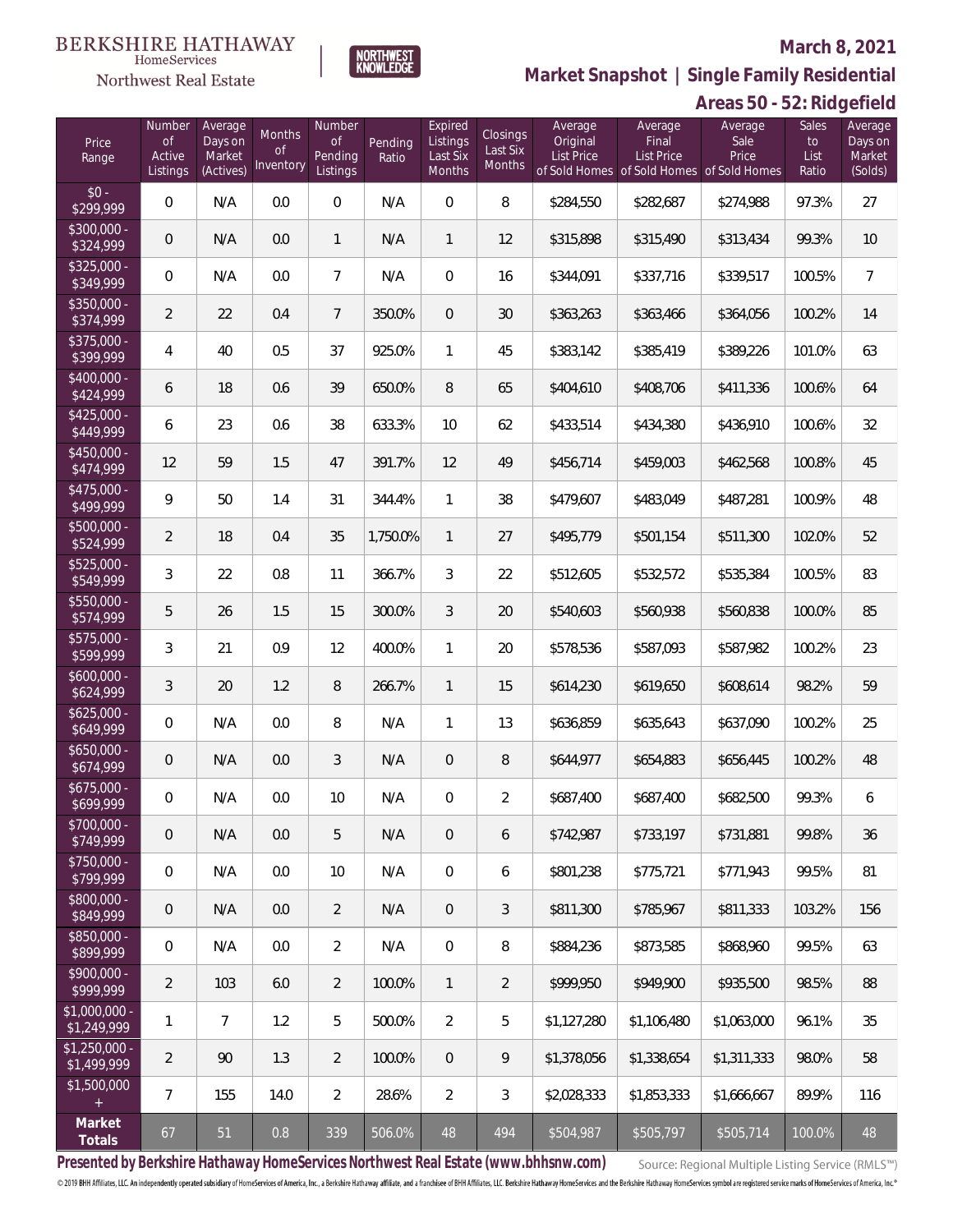BERKSHIRE HATHAWAY HomeServices Northwest Real Estate | NORTHWEST KNOWLEDGE

**March 8, 2021**

## Market Snapshot | Single Family Residential

### Areas 50 - 52: Ridgefield

| Price Range | Number of Active Listings | Average Days on Market (Actives) | Months of Inventory | Number of Pending Listings | Pending Ratio | Expired Listings Last Six Months | Closings Last Six Months | Average Original List Price of Sold Homes | Average Final List Price of Sold Homes | Average Sale Price of Sold Homes | Sales to List Ratio | Average Days on Market (Solds) |
|---|---|---|---|---|---|---|---|---|---|---|---|---|
| $0 - $299,999 | 0 | N/A | 0.0 | 0 | N/A | 0 | 8 | $284,550 | $282,687 | $274,988 | 97.3% | 27 |
| $300,000 - $324,999 | 0 | N/A | 0.0 | 1 | N/A | 1 | 12 | $315,898 | $315,490 | $313,434 | 99.3% | 10 |
| $325,000 - $349,999 | 0 | N/A | 0.0 | 7 | N/A | 0 | 16 | $344,091 | $337,716 | $339,517 | 100.5% | 7 |
| $350,000 - $374,999 | 2 | 22 | 0.4 | 7 | 350.0% | 0 | 30 | $363,263 | $363,466 | $364,056 | 100.2% | 14 |
| $375,000 - $399,999 | 4 | 40 | 0.5 | 37 | 925.0% | 1 | 45 | $383,142 | $385,419 | $389,226 | 101.0% | 63 |
| $400,000 - $424,999 | 6 | 18 | 0.6 | 39 | 650.0% | 8 | 65 | $404,610 | $408,706 | $411,336 | 100.6% | 64 |
| $425,000 - $449,999 | 6 | 23 | 0.6 | 38 | 633.3% | 10 | 62 | $433,514 | $434,380 | $436,910 | 100.6% | 32 |
| $450,000 - $474,999 | 12 | 59 | 1.5 | 47 | 391.7% | 12 | 49 | $456,714 | $459,003 | $462,568 | 100.8% | 45 |
| $475,000 - $499,999 | 9 | 50 | 1.4 | 31 | 344.4% | 1 | 38 | $479,607 | $483,049 | $487,281 | 100.9% | 48 |
| $500,000 - $524,999 | 2 | 18 | 0.4 | 35 | 1,750.0% | 1 | 27 | $495,779 | $501,154 | $511,300 | 102.0% | 52 |
| $525,000 - $549,999 | 3 | 22 | 0.8 | 11 | 366.7% | 3 | 22 | $512,605 | $532,572 | $535,384 | 100.5% | 83 |
| $550,000 - $574,999 | 5 | 26 | 1.5 | 15 | 300.0% | 3 | 20 | $540,603 | $560,938 | $560,838 | 100.0% | 85 |
| $575,000 - $599,999 | 3 | 21 | 0.9 | 12 | 400.0% | 1 | 20 | $578,536 | $587,093 | $587,982 | 100.2% | 23 |
| $600,000 - $624,999 | 3 | 20 | 1.2 | 8 | 266.7% | 1 | 15 | $614,230 | $619,650 | $608,614 | 98.2% | 59 |
| $625,000 - $649,999 | 0 | N/A | 0.0 | 8 | N/A | 1 | 13 | $636,859 | $635,643 | $637,090 | 100.2% | 25 |
| $650,000 - $674,999 | 0 | N/A | 0.0 | 3 | N/A | 0 | 8 | $644,977 | $654,883 | $656,445 | 100.2% | 48 |
| $675,000 - $699,999 | 0 | N/A | 0.0 | 10 | N/A | 0 | 2 | $687,400 | $687,400 | $682,500 | 99.3% | 6 |
| $700,000 - $749,999 | 0 | N/A | 0.0 | 5 | N/A | 0 | 6 | $742,987 | $733,197 | $731,881 | 99.8% | 36 |
| $750,000 - $799,999 | 0 | N/A | 0.0 | 10 | N/A | 0 | 6 | $801,238 | $775,721 | $771,943 | 99.5% | 81 |
| $800,000 - $849,999 | 0 | N/A | 0.0 | 2 | N/A | 0 | 3 | $811,300 | $785,967 | $811,333 | 103.2% | 156 |
| $850,000 - $899,999 | 0 | N/A | 0.0 | 2 | N/A | 0 | 8 | $884,236 | $873,585 | $868,960 | 99.5% | 63 |
| $900,000 - $999,999 | 2 | 103 | 6.0 | 2 | 100.0% | 1 | 2 | $999,950 | $949,900 | $935,500 | 98.5% | 88 |
| $1,000,000 - $1,249,999 | 1 | 7 | 1.2 | 5 | 500.0% | 2 | 5 | $1,127,280 | $1,106,480 | $1,063,000 | 96.1% | 35 |
| $1,250,000 - $1,499,999 | 2 | 90 | 1.3 | 2 | 100.0% | 0 | 9 | $1,378,056 | $1,338,654 | $1,311,333 | 98.0% | 58 |
| $1,500,000 + | 7 | 155 | 14.0 | 2 | 28.6% | 2 | 3 | $2,028,333 | $1,853,333 | $1,666,667 | 89.9% | 116 |
| **Market Totals** | 67 | 51 | 0.8 | 339 | 506.0% | 48 | 494 | $504,987 | $505,797 | $505,714 | 100.0% | 48 |

**Presented by Berkshire Hathaway HomeServices Northwest Real Estate (www.bhhsnw.com)**

Source: Regional Multiple Listing Service (RMLS™)

© 2019 BHH Affiliates, LLC. An independently operated subsidiary of HomeServices of America, Inc., a Berkshire Hathaway affiliate, and a franchisee of BHH Affiliates, LLC. Berkshire Hathaway HomeServices and the Berkshire Hathaway HomeServices symbol are registered service marks of HomeServices of America, Inc.®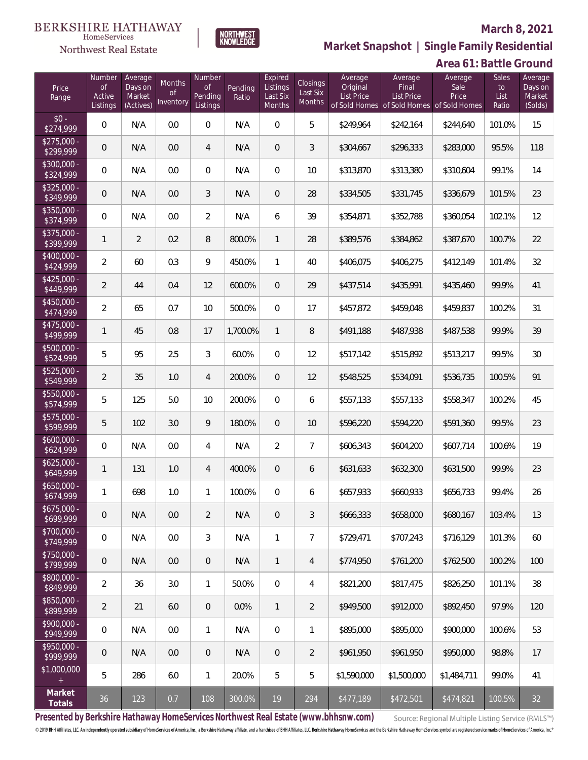BERKSHIRE HATHAWAY HomeServices Northwest Real Estate

NORTHWEST KNOWLEDGE

**March 8, 2021**

## Market Snapshot | Single Family Residential

## Area 61: Battle Ground

| Price Range | Number of Active Listings | Average Days on Market (Actives) | Months of Inventory | Number of Pending Listings | Pending Ratio | Expired Listings Last Six Months | Closings Last Six Months | Average Original List Price of Sold Homes | Average Final List Price of Sold Homes | Average Sale Price of Sold Homes | Sales to List Ratio | Average Days on Market (Solds) |
|---|---|---|---|---|---|---|---|---|---|---|---|---|
| $0 - $274,999 | 0 | N/A | 0.0 | 0 | N/A | 0 | 5 | $249,964 | $242,164 | $244,640 | 101.0% | 15 |
| $275,000 - $299,999 | 0 | N/A | 0.0 | 4 | N/A | 0 | 3 | $304,667 | $296,333 | $283,000 | 95.5% | 118 |
| $300,000 - $324,999 | 0 | N/A | 0.0 | 0 | N/A | 0 | 10 | $313,870 | $313,380 | $310,604 | 99.1% | 14 |
| $325,000 - $349,999 | 0 | N/A | 0.0 | 3 | N/A | 0 | 28 | $334,505 | $331,745 | $336,679 | 101.5% | 23 |
| $350,000 - $374,999 | 0 | N/A | 0.0 | 2 | N/A | 6 | 39 | $354,871 | $352,788 | $360,054 | 102.1% | 12 |
| $375,000 - $399,999 | 1 | 2 | 0.2 | 8 | 800.0% | 1 | 28 | $389,576 | $384,862 | $387,670 | 100.7% | 22 |
| $400,000 - $424,999 | 2 | 60 | 0.3 | 9 | 450.0% | 1 | 40 | $406,075 | $406,275 | $412,149 | 101.4% | 32 |
| $425,000 - $449,999 | 2 | 44 | 0.4 | 12 | 600.0% | 0 | 29 | $437,514 | $435,991 | $435,460 | 99.9% | 41 |
| $450,000 - $474,999 | 2 | 65 | 0.7 | 10 | 500.0% | 0 | 17 | $457,872 | $459,048 | $459,837 | 100.2% | 31 |
| $475,000 - $499,999 | 1 | 45 | 0.8 | 17 | 1,700.0% | 1 | 8 | $491,188 | $487,938 | $487,538 | 99.9% | 39 |
| $500,000 - $524,999 | 5 | 95 | 2.5 | 3 | 60.0% | 0 | 12 | $517,142 | $515,892 | $513,217 | 99.5% | 30 |
| $525,000 - $549,999 | 2 | 35 | 1.0 | 4 | 200.0% | 0 | 12 | $548,525 | $534,091 | $536,735 | 100.5% | 91 |
| $550,000 - $574,999 | 5 | 125 | 5.0 | 10 | 200.0% | 0 | 6 | $557,133 | $557,133 | $558,347 | 100.2% | 45 |
| $575,000 - $599,999 | 5 | 102 | 3.0 | 9 | 180.0% | 0 | 10 | $596,220 | $594,220 | $591,360 | 99.5% | 23 |
| $600,000 - $624,999 | 0 | N/A | 0.0 | 4 | N/A | 2 | 7 | $606,343 | $604,200 | $607,714 | 100.6% | 19 |
| $625,000 - $649,999 | 1 | 131 | 1.0 | 4 | 400.0% | 0 | 6 | $631,633 | $632,300 | $631,500 | 99.9% | 23 |
| $650,000 - $674,999 | 1 | 698 | 1.0 | 1 | 100.0% | 0 | 6 | $657,933 | $660,933 | $656,733 | 99.4% | 26 |
| $675,000 - $699,999 | 0 | N/A | 0.0 | 2 | N/A | 0 | 3 | $666,333 | $658,000 | $680,167 | 103.4% | 13 |
| $700,000 - $749,999 | 0 | N/A | 0.0 | 3 | N/A | 1 | 7 | $729,471 | $707,243 | $716,129 | 101.3% | 60 |
| $750,000 - $799,999 | 0 | N/A | 0.0 | 0 | N/A | 1 | 4 | $774,950 | $761,200 | $762,500 | 100.2% | 100 |
| $800,000 - $849,999 | 2 | 36 | 3.0 | 1 | 50.0% | 0 | 4 | $821,200 | $817,475 | $826,250 | 101.1% | 38 |
| $850,000 - $899,999 | 2 | 21 | 6.0 | 0 | 0.0% | 1 | 2 | $949,500 | $912,000 | $892,450 | 97.9% | 120 |
| $900,000 - $949,999 | 0 | N/A | 0.0 | 1 | N/A | 0 | 1 | $895,000 | $895,000 | $900,000 | 100.6% | 53 |
| $950,000 - $999,999 | 0 | N/A | 0.0 | 0 | N/A | 0 | 2 | $961,950 | $961,950 | $950,000 | 98.8% | 17 |
| $1,000,000 + | 5 | 286 | 6.0 | 1 | 20.0% | 5 | 5 | $1,590,000 | $1,500,000 | $1,484,711 | 99.0% | 41 |
| **Market Totals** | 36 | 123 | 0.7 | 108 | 300.0% | 19 | 294 | $477,189 | $472,501 | $474,821 | 100.5% | 32 |

**Presented by Berkshire Hathaway HomeServices Northwest Real Estate (www.bhhsnw.com)** Source: Regional Multiple Listing Service (RMLS™)

© 2019 BHH Affiliates, LLC. An independently operated subsidiary of HomeServices of America, Inc., a Berkshire Hathaway affiliate, and a franchisee of BHH Affiliates, LLC. Berkshire Hathaway HomeServices and the Berkshire Hathaway HomeServices symbol are registered service marks of HomeServices of America, Inc.®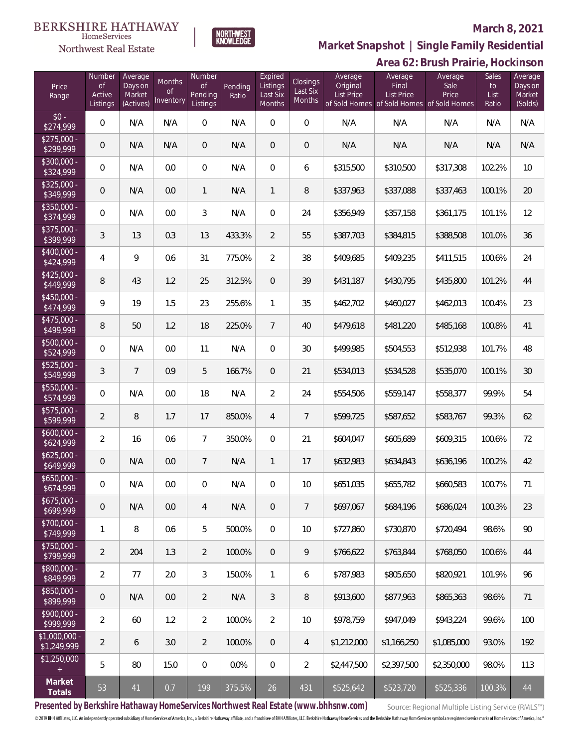BERKSHIRE HATHAWAY HomeServices Northwest Real Estate | NORTHWEST KNOWLEDGE

**March 8, 2021**

## Market Snapshot | Single Family Residential

### Area 62: Brush Prairie, Hockinson

| Price Range | Number of Active Listings | Average Days on Market (Actives) | Months of Inventory | Number of Pending Listings | Pending Ratio | Expired Listings Last Six Months | Closings Last Six Months | Average Original List Price of Sold Homes | Average Final List Price of Sold Homes | Average Sale Price of Sold Homes | Sales to List Ratio | Average Days on Market (Solds) |
|---|---|---|---|---|---|---|---|---|---|---|---|---|
| $0 - $274,999 | 0 | N/A | N/A | 0 | N/A | 0 | 0 | N/A | N/A | N/A | N/A | N/A |
| $275,000 - $299,999 | 0 | N/A | N/A | 0 | N/A | 0 | 0 | N/A | N/A | N/A | N/A | N/A |
| $300,000 - $324,999 | 0 | N/A | 0.0 | 0 | N/A | 0 | 6 | $315,500 | $310,500 | $317,308 | 102.2% | 10 |
| $325,000 - $349,999 | 0 | N/A | 0.0 | 1 | N/A | 1 | 8 | $337,963 | $337,088 | $337,463 | 100.1% | 20 |
| $350,000 - $374,999 | 0 | N/A | 0.0 | 3 | N/A | 0 | 24 | $356,949 | $357,158 | $361,175 | 101.1% | 12 |
| $375,000 - $399,999 | 3 | 13 | 0.3 | 13 | 433.3% | 2 | 55 | $387,703 | $384,815 | $388,508 | 101.0% | 36 |
| $400,000 - $424,999 | 4 | 9 | 0.6 | 31 | 775.0% | 2 | 38 | $409,685 | $409,235 | $411,515 | 100.6% | 24 |
| $425,000 - $449,999 | 8 | 43 | 1.2 | 25 | 312.5% | 0 | 39 | $431,187 | $430,795 | $435,800 | 101.2% | 44 |
| $450,000 - $474,999 | 9 | 19 | 1.5 | 23 | 255.6% | 1 | 35 | $462,702 | $460,027 | $462,013 | 100.4% | 23 |
| $475,000 - $499,999 | 8 | 50 | 1.2 | 18 | 225.0% | 7 | 40 | $479,618 | $481,220 | $485,168 | 100.8% | 41 |
| $500,000 - $524,999 | 0 | N/A | 0.0 | 11 | N/A | 0 | 30 | $499,985 | $504,553 | $512,938 | 101.7% | 48 |
| $525,000 - $549,999 | 3 | 7 | 0.9 | 5 | 166.7% | 0 | 21 | $534,013 | $534,528 | $535,070 | 100.1% | 30 |
| $550,000 - $574,999 | 0 | N/A | 0.0 | 18 | N/A | 2 | 24 | $554,506 | $559,147 | $558,377 | 99.9% | 54 |
| $575,000 - $599,999 | 2 | 8 | 1.7 | 17 | 850.0% | 4 | 7 | $599,725 | $587,652 | $583,767 | 99.3% | 62 |
| $600,000 - $624,999 | 2 | 16 | 0.6 | 7 | 350.0% | 0 | 21 | $604,047 | $605,689 | $609,315 | 100.6% | 72 |
| $625,000 - $649,999 | 0 | N/A | 0.0 | 7 | N/A | 1 | 17 | $632,983 | $634,843 | $636,196 | 100.2% | 42 |
| $650,000 - $674,999 | 0 | N/A | 0.0 | 0 | N/A | 0 | 10 | $651,035 | $655,782 | $660,583 | 100.7% | 71 |
| $675,000 - $699,999 | 0 | N/A | 0.0 | 4 | N/A | 0 | 7 | $697,067 | $684,196 | $686,024 | 100.3% | 23 |
| $700,000 - $749,999 | 1 | 8 | 0.6 | 5 | 500.0% | 0 | 10 | $727,860 | $730,870 | $720,494 | 98.6% | 90 |
| $750,000 - $799,999 | 2 | 204 | 1.3 | 2 | 100.0% | 0 | 9 | $766,622 | $763,844 | $768,050 | 100.6% | 44 |
| $800,000 - $849,999 | 2 | 77 | 2.0 | 3 | 150.0% | 1 | 6 | $787,983 | $805,650 | $820,921 | 101.9% | 96 |
| $850,000 - $899,999 | 0 | N/A | 0.0 | 2 | N/A | 3 | 8 | $913,600 | $877,963 | $865,363 | 98.6% | 71 |
| $900,000 - $999,999 | 2 | 60 | 1.2 | 2 | 100.0% | 2 | 10 | $978,759 | $947,049 | $943,224 | 99.6% | 100 |
| $1,000,000 - $1,249,999 | 2 | 6 | 3.0 | 2 | 100.0% | 0 | 4 | $1,212,000 | $1,166,250 | $1,085,000 | 93.0% | 192 |
| $1,250,000 + | 5 | 80 | 15.0 | 0 | 0.0% | 0 | 2 | $2,447,500 | $2,397,500 | $2,350,000 | 98.0% | 113 |
| **Market Totals** | 53 | 41 | 0.7 | 199 | 375.5% | 26 | 431 | $525,642 | $523,720 | $525,336 | 100.3% | 44 |

**Presented by Berkshire Hathaway HomeServices Northwest Real Estate (www.bhhsnw.com)**

Source: Regional Multiple Listing Service (RMLS™)

© 2019 BHH Affiliates, LLC. An independently operated subsidiary of HomeServices of America, Inc., a Berkshire Hathaway affiliate, and a franchisee of BHH Affiliates, LLC. Berkshire Hathaway HomeServices and the Berkshire Hathaway HomeServices symbol are registered service marks of HomeServices of America, Inc.®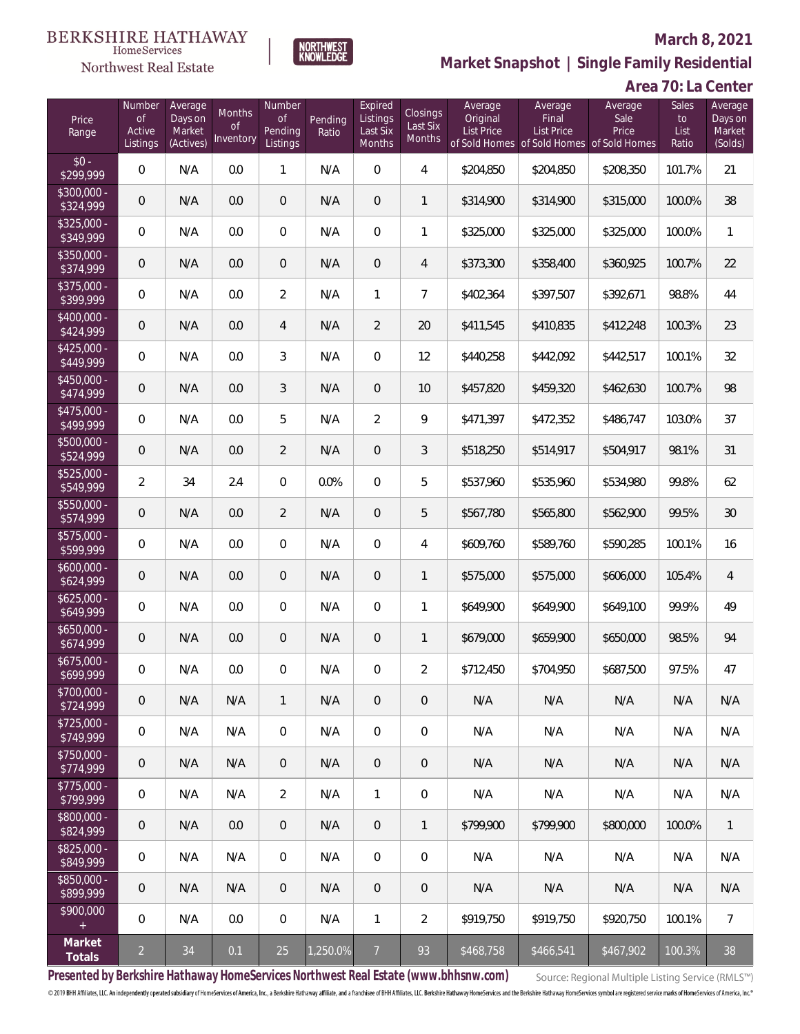BERKSHIRE HATHAWAY HomeServices Northwest Real Estate

NORTHWEST KNOWLEDGE

**March 8, 2021**

**Market Snapshot | Single Family Residential**

**Area 70: La Center**

| Price Range | Number of Active Listings | Average Days on Market (Actives) | Months of Inventory | Number of Pending Listings | Pending Ratio | Expired Listings Last Six Months | Closings Last Six Months | Average Original List Price of Sold Homes | Average Final List Price of Sold Homes | Average Sale Price of Sold Homes | Sales to List Ratio | Average Days on Market (Solds) |
|---|---|---|---|---|---|---|---|---|---|---|---|---|
| $0 - $299,999 | 0 | N/A | 0.0 | 1 | N/A | 0 | 4 | $204,850 | $204,850 | $208,350 | 101.7% | 21 |
| $300,000 - $324,999 | 0 | N/A | 0.0 | 0 | N/A | 0 | 1 | $314,900 | $314,900 | $315,000 | 100.0% | 38 |
| $325,000 - $349,999 | 0 | N/A | 0.0 | 0 | N/A | 0 | 1 | $325,000 | $325,000 | $325,000 | 100.0% | 1 |
| $350,000 - $374,999 | 0 | N/A | 0.0 | 0 | N/A | 0 | 4 | $373,300 | $358,400 | $360,925 | 100.7% | 22 |
| $375,000 - $399,999 | 0 | N/A | 0.0 | 2 | N/A | 1 | 7 | $402,364 | $397,507 | $392,671 | 98.8% | 44 |
| $400,000 - $424,999 | 0 | N/A | 0.0 | 4 | N/A | 2 | 20 | $411,545 | $410,835 | $412,248 | 100.3% | 23 |
| $425,000 - $449,999 | 0 | N/A | 0.0 | 3 | N/A | 0 | 12 | $440,258 | $442,092 | $442,517 | 100.1% | 32 |
| $450,000 - $474,999 | 0 | N/A | 0.0 | 3 | N/A | 0 | 10 | $457,820 | $459,320 | $462,630 | 100.7% | 98 |
| $475,000 - $499,999 | 0 | N/A | 0.0 | 5 | N/A | 2 | 9 | $471,397 | $472,352 | $486,747 | 103.0% | 37 |
| $500,000 - $524,999 | 0 | N/A | 0.0 | 2 | N/A | 0 | 3 | $518,250 | $514,917 | $504,917 | 98.1% | 31 |
| $525,000 - $549,999 | 2 | 34 | 2.4 | 0 | 0.0% | 0 | 5 | $537,960 | $535,960 | $534,980 | 99.8% | 62 |
| $550,000 - $574,999 | 0 | N/A | 0.0 | 2 | N/A | 0 | 5 | $567,780 | $565,800 | $562,900 | 99.5% | 30 |
| $575,000 - $599,999 | 0 | N/A | 0.0 | 0 | N/A | 0 | 4 | $609,760 | $589,760 | $590,285 | 100.1% | 16 |
| $600,000 - $624,999 | 0 | N/A | 0.0 | 0 | N/A | 0 | 1 | $575,000 | $575,000 | $606,000 | 105.4% | 4 |
| $625,000 - $649,999 | 0 | N/A | 0.0 | 0 | N/A | 0 | 1 | $649,900 | $649,900 | $649,100 | 99.9% | 49 |
| $650,000 - $674,999 | 0 | N/A | 0.0 | 0 | N/A | 0 | 1 | $679,000 | $659,900 | $650,000 | 98.5% | 94 |
| $675,000 - $699,999 | 0 | N/A | 0.0 | 0 | N/A | 0 | 2 | $712,450 | $704,950 | $687,500 | 97.5% | 47 |
| $700,000 - $724,999 | 0 | N/A | N/A | 1 | N/A | 0 | 0 | N/A | N/A | N/A | N/A | N/A |
| $725,000 - $749,999 | 0 | N/A | N/A | 0 | N/A | 0 | 0 | N/A | N/A | N/A | N/A | N/A |
| $750,000 - $774,999 | 0 | N/A | N/A | 0 | N/A | 0 | 0 | N/A | N/A | N/A | N/A | N/A |
| $775,000 - $799,999 | 0 | N/A | N/A | 2 | N/A | 1 | 0 | N/A | N/A | N/A | N/A | N/A |
| $800,000 - $824,999 | 0 | N/A | 0.0 | 0 | N/A | 0 | 1 | $799,900 | $799,900 | $800,000 | 100.0% | 1 |
| $825,000 - $849,999 | 0 | N/A | N/A | 0 | N/A | 0 | 0 | N/A | N/A | N/A | N/A | N/A |
| $850,000 - $899,999 | 0 | N/A | N/A | 0 | N/A | 0 | 0 | N/A | N/A | N/A | N/A | N/A |
| $900,000 + | 0 | N/A | 0.0 | 0 | N/A | 1 | 2 | $919,750 | $919,750 | $920,750 | 100.1% | 7 |
| **Market Totals** | 2 | 34 | 0.1 | 25 | 1,250.0% | 7 | 93 | $468,758 | $466,541 | $467,902 | 100.3% | 38 |

**Presented by Berkshire Hathaway HomeServices Northwest Real Estate (www.bhhsnw.com)**

Source: Regional Multiple Listing Service (RMLS™)

© 2019 BHH Affiliates, LLC. An independently operated subsidiary of HomeServices of America, Inc., a Berkshire Hathaway affiliate, and a franchisee of BHH Affiliates, LLC. Berkshire Hathaway HomeServices and the Berkshire Hathaway HomeServices symbol are registered service marks of HomeServices of America, Inc.®